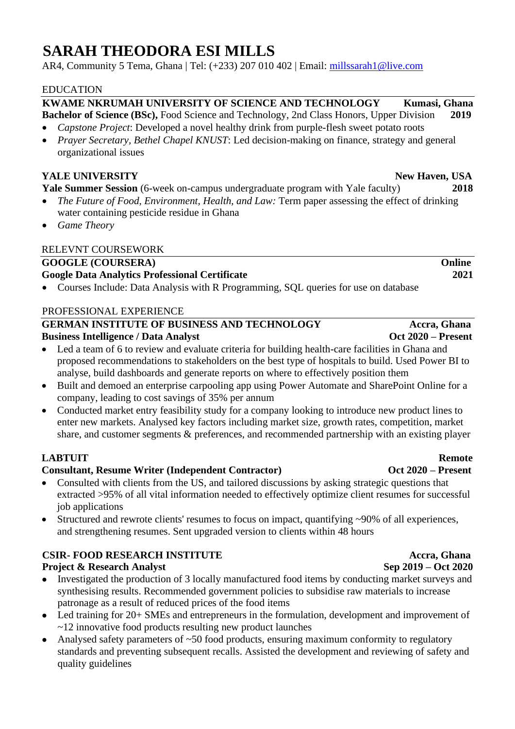# SARAH THEODORA ESI MILLS

AR4, Community 5 Tema, Ghana | Tel: (+233) 207 010 402 | Email: millssarah1@live.com

## EDUCATION

**KWAME NKRUMAH UNIVERSITY OF SCIENCE AND TECHNOLOGY** — **Kumasi, Ghana**
**Bachelor of Science (BSc),** Food Science and Technology, 2nd Class Honors, Upper Division — **2019**

- *Capstone Project*: Developed a novel healthy drink from purple-flesh sweet potato roots
- *Prayer Secretary, Bethel Chapel KNUST*: Led decision-making on finance, strategy and general organizational issues

**YALE UNIVERSITY** — **New Haven, USA**
**Yale Summer Session** (6-week on-campus undergraduate program with Yale faculty) — **2018**

- *The Future of Food, Environment, Health, and Law:* Term paper assessing the effect of drinking water containing pesticide residue in Ghana
- *Game Theory*

## RELEVNT COURSEWORK

**GOOGLE (COURSERA)** — **Online**
**Google Data Analytics Professional Certificate** — **2021**

- Courses Include: Data Analysis with R Programming, SQL queries for use on database

## PROFESSIONAL EXPERIENCE

**GERMAN INSTITUTE OF BUSINESS AND TECHNOLOGY** — **Accra, Ghana**
**Business Intelligence / Data Analyst** — **Oct 2020 – Present**

- Led a team of 6 to review and evaluate criteria for building health-care facilities in Ghana and proposed recommendations to stakeholders on the best type of hospitals to build. Used Power BI to analyse, build dashboards and generate reports on where to effectively position them
- Built and demoed an enterprise carpooling app using Power Automate and SharePoint Online for a company, leading to cost savings of 35% per annum
- Conducted market entry feasibility study for a company looking to introduce new product lines to enter new markets. Analysed key factors including market size, growth rates, competition, market share, and customer segments & preferences, and recommended partnership with an existing player

**LABTUIT** — **Remote**
**Consultant, Resume Writer (Independent Contractor)** — **Oct 2020 – Present**

- Consulted with clients from the US, and tailored discussions by asking strategic questions that extracted >95% of all vital information needed to effectively optimize client resumes for successful job applications
- Structured and rewrote clients' resumes to focus on impact, quantifying ~90% of all experiences, and strengthening resumes. Sent upgraded version to clients within 48 hours

**CSIR- FOOD RESEARCH INSTITUTE** — **Accra, Ghana**
**Project & Research Analyst** — **Sep 2019 – Oct 2020**

- Investigated the production of 3 locally manufactured food items by conducting market surveys and synthesising results. Recommended government policies to subsidise raw materials to increase patronage as a result of reduced prices of the food items
- Led training for 20+ SMEs and entrepreneurs in the formulation, development and improvement of ~12 innovative food products resulting new product launches
- Analysed safety parameters of ~50 food products, ensuring maximum conformity to regulatory standards and preventing subsequent recalls. Assisted the development and reviewing of safety and quality guidelines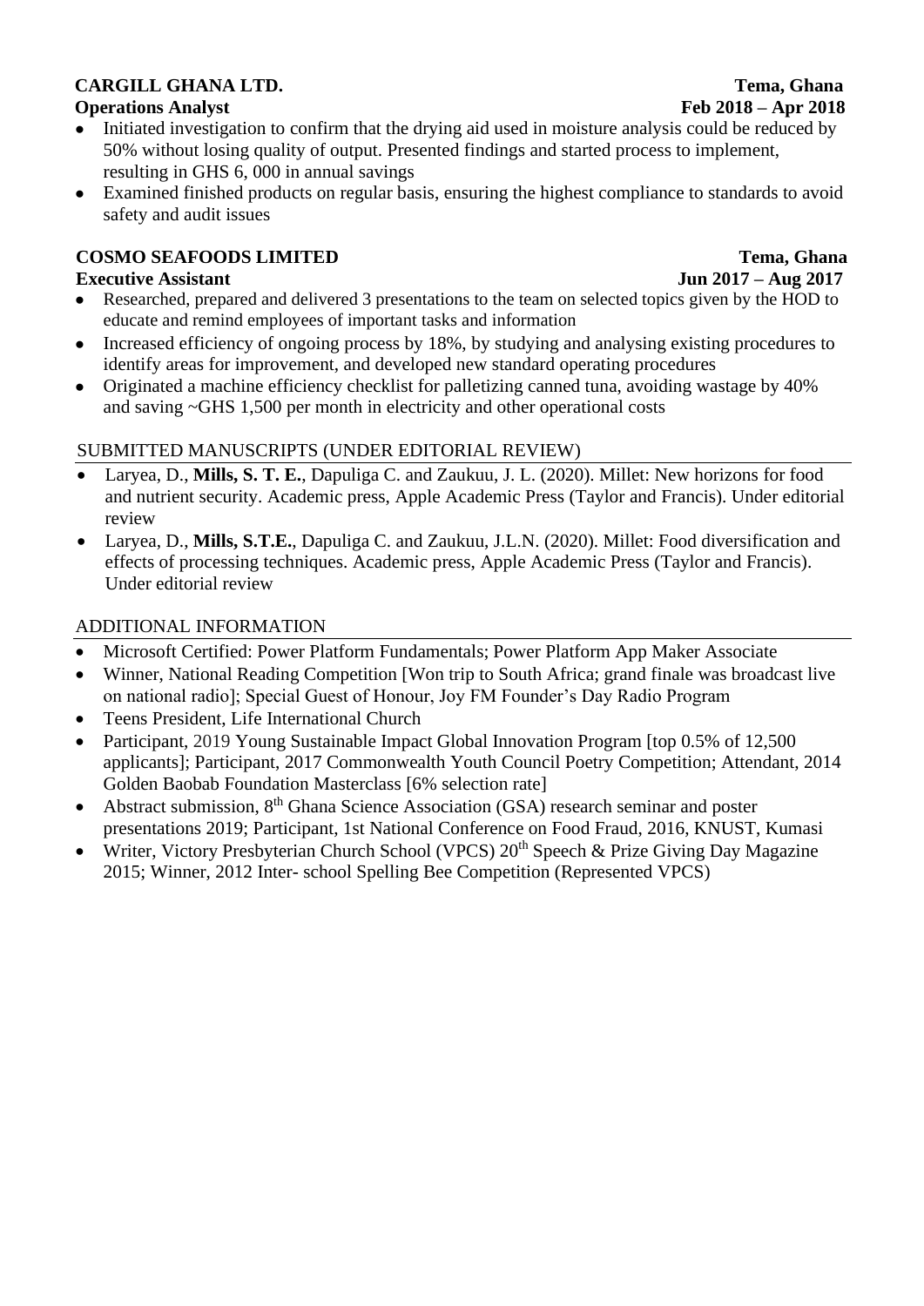**CARGILL GHANA LTD.** **Tema, Ghana**
**Operations Analyst** **Feb 2018 – Apr 2018**

- Initiated investigation to confirm that the drying aid used in moisture analysis could be reduced by 50% without losing quality of output. Presented findings and started process to implement, resulting in GHS 6, 000 in annual savings
- Examined finished products on regular basis, ensuring the highest compliance to standards to avoid safety and audit issues

**COSMO SEAFOODS LIMITED** **Tema, Ghana**
**Executive Assistant** **Jun 2017 – Aug 2017**

- Researched, prepared and delivered 3 presentations to the team on selected topics given by the HOD to educate and remind employees of important tasks and information
- Increased efficiency of ongoing process by 18%, by studying and analysing existing procedures to identify areas for improvement, and developed new standard operating procedures
- Originated a machine efficiency checklist for palletizing canned tuna, avoiding wastage by 40% and saving ~GHS 1,500 per month in electricity and other operational costs

## SUBMITTED MANUSCRIPTS (UNDER EDITORIAL REVIEW)

- Laryea, D., **Mills, S. T. E.**, Dapuliga C. and Zaukuu, J. L. (2020). Millet: New horizons for food and nutrient security. Academic press, Apple Academic Press (Taylor and Francis). Under editorial review
- Laryea, D., **Mills, S.T.E.**, Dapuliga C. and Zaukuu, J.L.N. (2020). Millet: Food diversification and effects of processing techniques. Academic press, Apple Academic Press (Taylor and Francis). Under editorial review

## ADDITIONAL INFORMATION

- Microsoft Certified: Power Platform Fundamentals; Power Platform App Maker Associate
- Winner, National Reading Competition [Won trip to South Africa; grand finale was broadcast live on national radio]; Special Guest of Honour, Joy FM Founder's Day Radio Program
- Teens President, Life International Church
- Participant, 2019 Young Sustainable Impact Global Innovation Program [top 0.5% of 12,500 applicants]; Participant, 2017 Commonwealth Youth Council Poetry Competition; Attendant, 2014 Golden Baobab Foundation Masterclass [6% selection rate]
- Abstract submission, 8th Ghana Science Association (GSA) research seminar and poster presentations 2019; Participant, 1st National Conference on Food Fraud, 2016, KNUST, Kumasi
- Writer, Victory Presbyterian Church School (VPCS) 20th Speech & Prize Giving Day Magazine 2015; Winner, 2012 Inter- school Spelling Bee Competition (Represented VPCS)